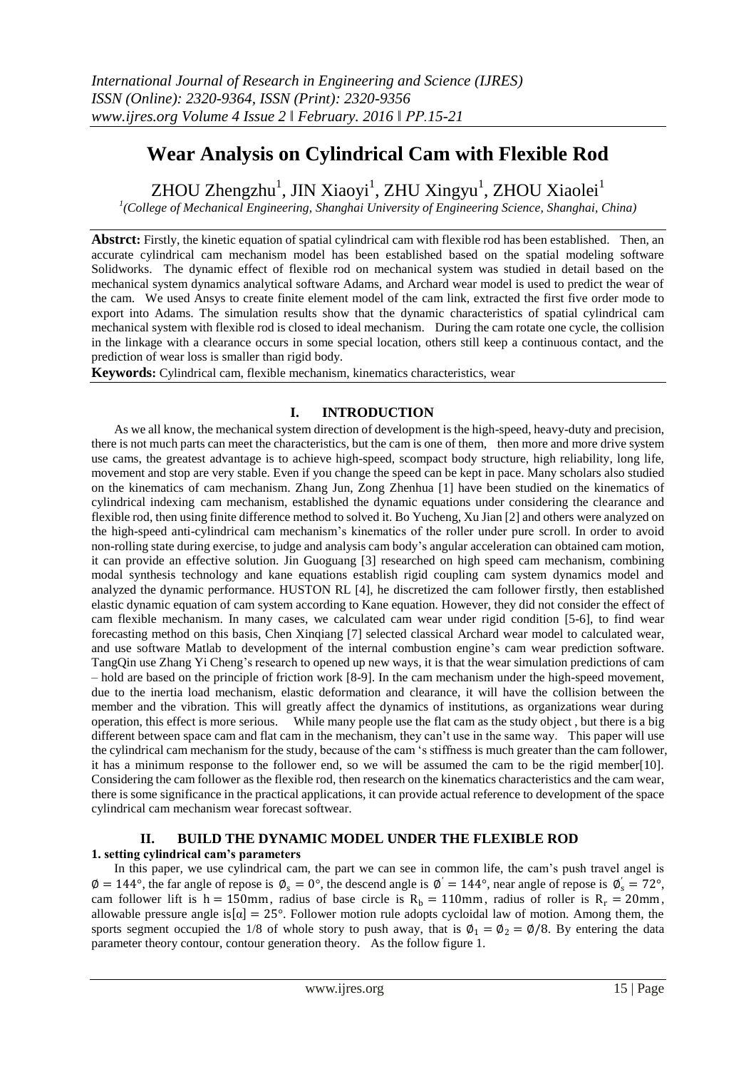# Wear Analysis on Cylindrical Cam with Flexible Rod

ZHOU Zhengzhu[1], JIN Xiaoyi[1], ZHU Xingyu[1], ZHOU Xiaolei[1]

[1](College of Mechanical Engineering, Shanghai University of Engineering Science, Shanghai, China)

**Abstrct:** Firstly, the kinetic equation of spatial cylindrical cam with flexible rod has been established. Then, an accurate cylindrical cam mechanism model has been established based on the spatial modeling software Solidworks. The dynamic effect of flexible rod on mechanical system was studied in detail based on the mechanical system dynamics analytical software Adams, and Archard wear model is used to predict the wear of the cam. We used Ansys to create finite element model of the cam link, extracted the first five order mode to export into Adams. The simulation results show that the dynamic characteristics of spatial cylindrical cam mechanical system with flexible rod is closed to ideal mechanism. During the cam rotate one cycle, the collision in the linkage with a clearance occurs in some special location, others still keep a continuous contact, and the prediction of wear loss is smaller than rigid body.

**Keywords:** Cylindrical cam, flexible mechanism, kinematics characteristics, wear

## I. INTRODUCTION

As we all know, the mechanical system direction of development is the high-speed, heavy-duty and precision, there is not much parts can meet the characteristics, but the cam is one of them, then more and more drive system use cams, the greatest advantage is to achieve high-speed, scompact body structure, high reliability, long life, movement and stop are very stable. Even if you change the speed can be kept in pace. Many scholars also studied on the kinematics of cam mechanism. Zhang Jun, Zong Zhenhua [1] have been studied on the kinematics of cylindrical indexing cam mechanism, established the dynamic equations under considering the clearance and flexible rod, then using finite difference method to solved it. Bo Yucheng, Xu Jian [2] and others were analyzed on the high-speed anti-cylindrical cam mechanism's kinematics of the roller under pure scroll. In order to avoid non-rolling state during exercise, to judge and analysis cam body's angular acceleration can obtained cam motion, it can provide an effective solution. Jin Guoguang [3] researched on high speed cam mechanism, combining modal synthesis technology and kane equations establish rigid coupling cam system dynamics model and analyzed the dynamic performance. HUSTON RL [4], he discretized the cam follower firstly, then established elastic dynamic equation of cam system according to Kane equation. However, they did not consider the effect of cam flexible mechanism. In many cases, we calculated cam wear under rigid condition [5-6], to find wear forecasting method on this basis, Chen Xinqiang [7] selected classical Archard wear model to calculated wear, and use software Matlab to development of the internal combustion engine's cam wear prediction software. TangQin use Zhang Yi Cheng's research to opened up new ways, it is that the wear simulation predictions of cam – hold are based on the principle of friction work [8-9]. In the cam mechanism under the high-speed movement, due to the inertia load mechanism, elastic deformation and clearance, it will have the collision between the member and the vibration. This will greatly affect the dynamics of institutions, as organizations wear during operation, this effect is more serious. While many people use the flat cam as the study object , but there is a big different between space cam and flat cam in the mechanism, they can't use in the same way. This paper will use the cylindrical cam mechanism for the study, because of the cam 's stiffness is much greater than the cam follower, it has a minimum response to the follower end, so we will be assumed the cam to be the rigid member[10]. Considering the cam follower as the flexible rod, then research on the kinematics characteristics and the cam wear, there is some significance in the practical applications, it can provide actual reference to development of the space cylindrical cam mechanism wear forecast softwear.

## II. BUILD THE DYNAMIC MODEL UNDER THE FLEXIBLE ROD

### 1. setting cylindrical cam's parameters

In this paper, we use cylindrical cam, the part we can see in common life, the cam's push travel angel is $\emptyset = 144°$, the far angle of repose is $\emptyset_s = 0°$, the descend angle is $\emptyset' = 144°$, near angle of repose is $\emptyset_s' = 72°$, cam follower lift is $h = 150\text{mm}$, radius of base circle is $R_b = 110\text{mm}$, radius of roller is $R_r = 20\text{mm}$, allowable pressure angle is$[\alpha] = 25°$. Follower motion rule adopts cycloidal law of motion. Among them, the sports segment occupied the 1/8 of whole story to push away, that is $\emptyset_1 = \emptyset_2 = \emptyset/8$. By entering the data parameter theory contour, contour generation theory. As the follow figure 1.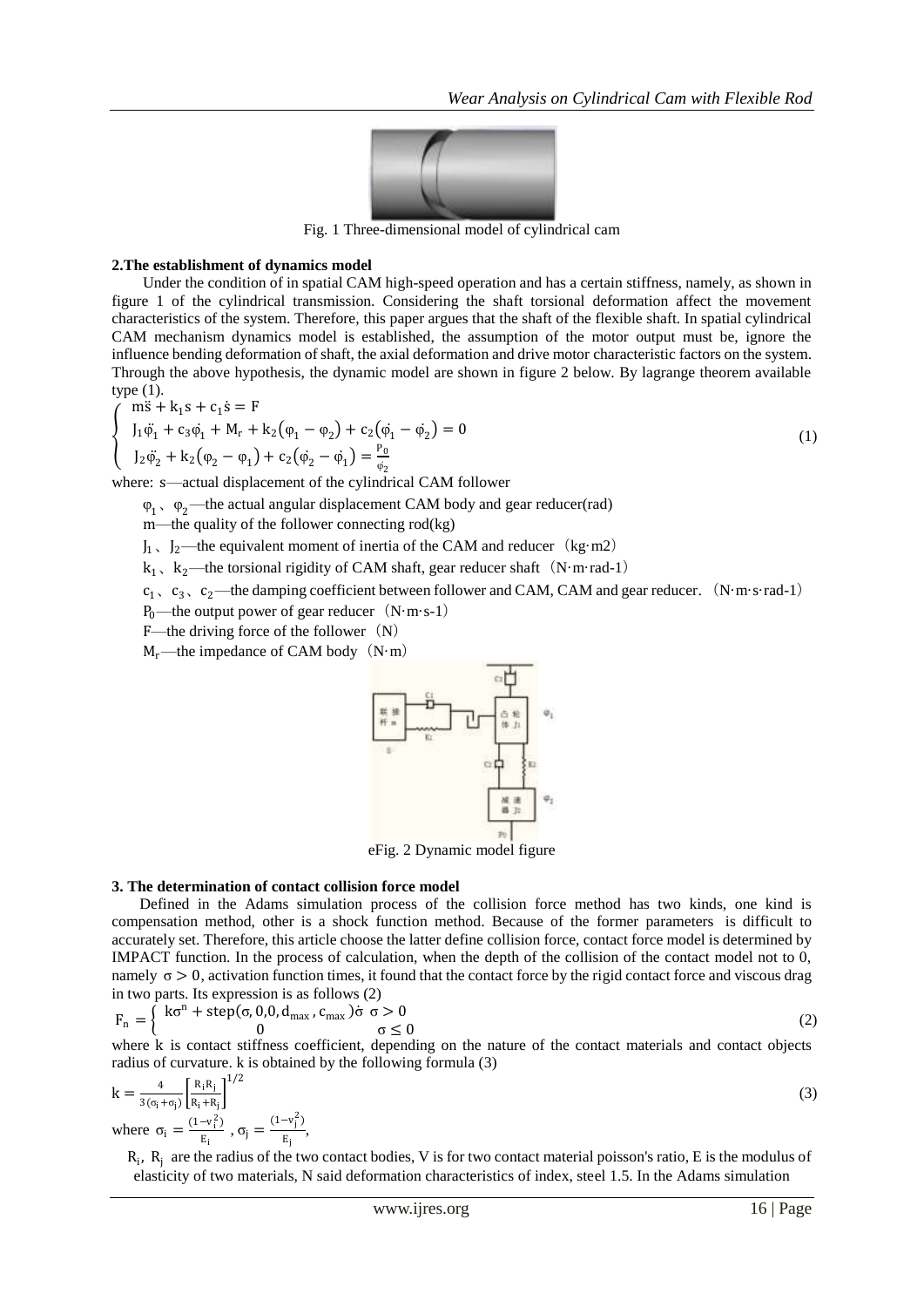Fig. 1 Three-dimensional model of cylindrical cam

## 2.The establishment of dynamics model

Under the condition of in spatial CAM high-speed operation and has a certain stiffness, namely, as shown in figure 1 of the cylindrical transmission. Considering the shaft torsional deformation affect the movement characteristics of the system. Therefore, this paper argues that the shaft of the flexible shaft. In spatial cylindrical CAM mechanism dynamics model is established, the assumption of the motor output must be, ignore the influence bending deformation of shaft, the axial deformation and drive motor characteristic factors on the system. Through the above hypothesis, the dynamic model are shown in figure 2 below. By lagrange theorem available type (1).

$$\begin{cases} m\ddot{s} + k_1 s + c_1\dot{s} = F \\ J_1\ddot{\varphi}_1 + c_3\dot{\varphi}_1 + M_r + k_2(\varphi_1 - \varphi_2) + c_2(\dot{\varphi}_1 - \dot{\varphi}_2) = 0 \\ J_2\ddot{\varphi}_2 + k_2(\varphi_2 - \varphi_1) + c_2(\dot{\varphi}_2 - \dot{\varphi}_1) = \frac{P_0}{\dot{\varphi}_2} \end{cases} \tag{1}$$

where: s—actual displacement of the cylindrical CAM follower

$\varphi_1$、$\varphi_2$—the actual angular displacement CAM body and gear reducer(rad)

m—the quality of the follower connecting rod(kg)

$J_1$、$J_2$—the equivalent moment of inertia of the CAM and reducer（kg·m2）

$k_1$、$k_2$—the torsional rigidity of CAM shaft, gear reducer shaft（N·m·rad-1）

$c_1$、$c_3$、$c_2$—the damping coefficient between follower and CAM, CAM and gear reducer.（N·m·s·rad-1）

$P_0$—the output power of gear reducer（N·m·s-1）

F—the driving force of the follower（N）

$M_r$—the impedance of CAM body（N·m）

eFig. 2 Dynamic model figure

## 3. The determination of contact collision force model

Defined in the Adams simulation process of the collision force method has two kinds, one kind is compensation method, other is a shock function method. Because of the former parameters is difficult to accurately set. Therefore, this article choose the latter define collision force, contact force model is determined by IMPACT function. In the process of calculation, when the depth of the collision of the contact model not to 0, namely $\sigma > 0$, activation function times, it found that the contact force by the rigid contact force and viscous drag in two parts. Its expression is as follows (2)

$$F_n = \begin{cases} k\sigma^n + \text{step}(\sigma, 0, 0, d_{max}, c_{max})\dot{\sigma} & \sigma > 0 \\ 0 & \sigma \le 0 \end{cases} \tag{2}$$

where k is contact stiffness coefficient, depending on the nature of the contact materials and contact objects radius of curvature. k is obtained by the following formula (3)

$$k = \frac{4}{3(\sigma_i + \sigma_j)}\left[\frac{R_i R_j}{R_i + R_j}\right]^{1/2} \tag{3}$$

where $\sigma_i = \frac{(1-v_i^2)}{E_i}$ , $\sigma_j = \frac{(1-v_j^2)}{E_j}$,

$R_i$, $R_j$ are the radius of the two contact bodies, V is for two contact material poisson's ratio, E is the modulus of elasticity of two materials, N said deformation characteristics of index, steel 1.5. In the Adams simulation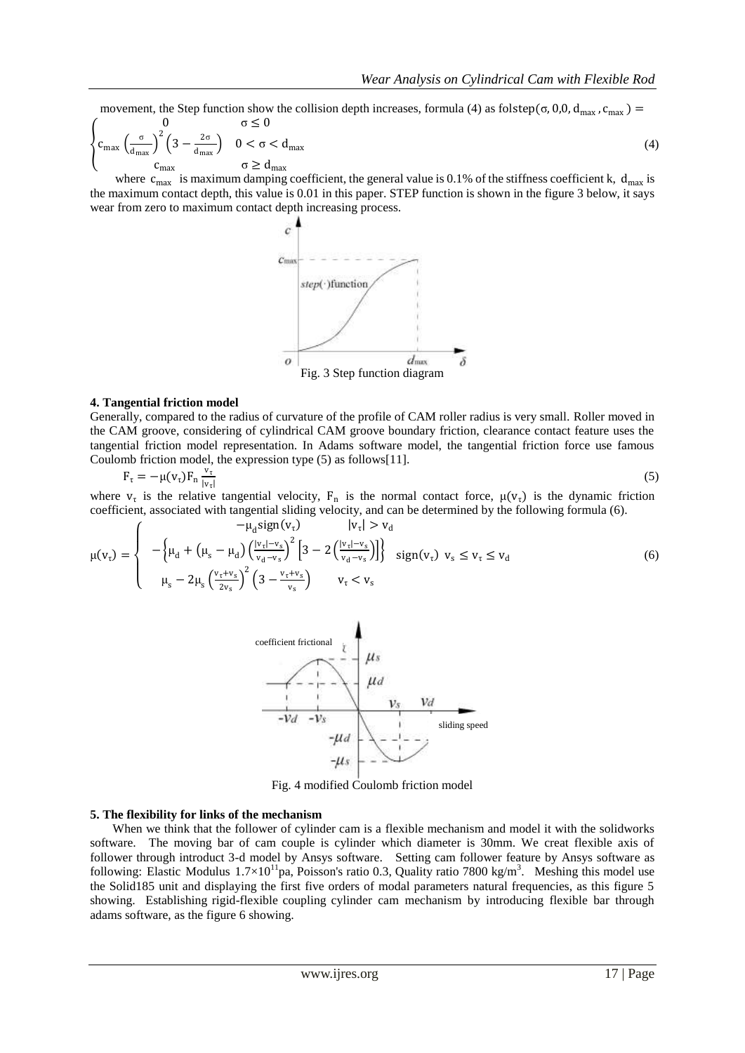movement, the Step function show the collision depth increases, formula (4) as $\text{folstep}(\sigma, 0, 0, d_{\max}, c_{\max}) =$

$$\begin{cases} 0 & \sigma \leq 0 \\ c_{\max}\left(\frac{\sigma}{d_{\max}}\right)^2\left(3 - \frac{2\sigma}{d_{\max}}\right) & 0 < \sigma < d_{\max} \\ c_{\max} & \sigma \geq d_{\max} \end{cases} \tag{4}$$

where $c_{\max}$ is maximum damping coefficient, the general value is 0.1% of the stiffness coefficient k, $d_{\max}$ is the maximum contact depth, this value is 0.01 in this paper. STEP function is shown in the figure 3 below, it says wear from zero to maximum contact depth increasing process.

Fig. 3 Step function diagram

### 4. Tangential friction model

Generally, compared to the radius of curvature of the profile of CAM roller radius is very small. Roller moved in the CAM groove, considering of cylindrical CAM groove boundary friction, clearance contact feature uses the tangential friction model representation. In Adams software model, the tangential friction force use famous Coulomb friction model, the expression type (5) as follows[11].

$$F_\tau = -\mu(v_\tau)F_n \frac{v_\tau}{|v_\tau|} \tag{5}$$

where $v_\tau$ is the relative tangential velocity, $F_n$ is the normal contact force, $\mu(v_\tau)$ is the dynamic friction coefficient, associated with tangential sliding velocity, and can be determined by the following formula (6).

$$\mu(v_\tau) = \begin{cases} -\mu_d \operatorname{sign}(v_\tau) & |v_\tau| > v_d \\ -\left\{\mu_d + (\mu_s - \mu_d)\left(\frac{|v_\tau| - v_s}{v_d - v_s}\right)^2\left[3 - 2\left(\frac{|v_\tau| - v_s}{v_d - v_s}\right)\right]\right\} \operatorname{sign}(v_\tau) & v_s \leq v_\tau \leq v_d \\ \mu_s - 2\mu_s\left(\frac{v_\tau + v_s}{2v_s}\right)^2\left(3 - \frac{v_\tau + v_s}{v_s}\right) & v_\tau < v_s \end{cases} \tag{6}$$

Fig. 4 modified Coulomb friction model

### 5. The flexibility for links of the mechanism

When we think that the follower of cylinder cam is a flexible mechanism and model it with the solidworks software. The moving bar of cam couple is cylinder which diameter is 30mm. We creat flexible axis of follower through introduct 3-d model by Ansys software. Setting cam follower feature by Ansys software as following: Elastic Modulus $1.7\times10^{11}$pa, Poisson's ratio 0.3, Quality ratio 7800 kg/m$^3$. Meshing this model use the Solid185 unit and displaying the first five orders of modal parameters natural frequencies, as this figure 5 showing. Establishing rigid-flexible coupling cylinder cam mechanism by introducing flexible bar through adams software, as the figure 6 showing.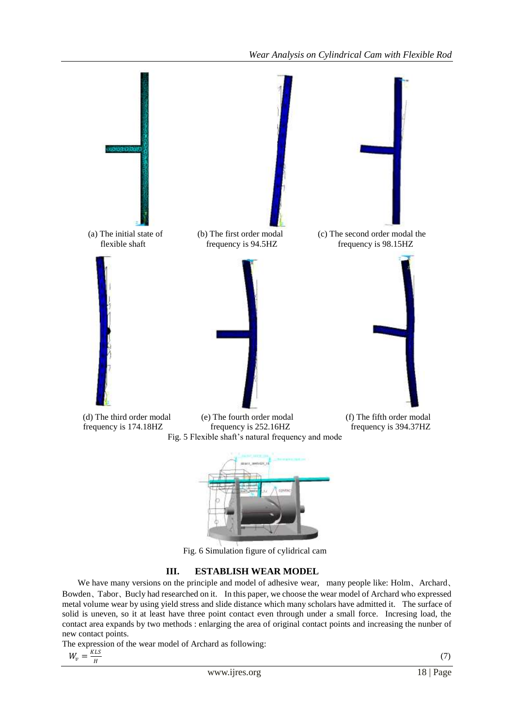(a) The initial state of flexible shaft

(b) The first order modal frequency is 94.5HZ

(c) The second order modal the frequency is 98.15HZ

(d) The third order modal frequency is 174.18HZ

(e) The fourth order modal frequency is 252.16HZ

(f) The fifth order modal frequency is 394.37HZ

Fig. 5 Flexible shaft's natural frequency and mode

Fig. 6 Simulation figure of cylidrical cam

## III. ESTABLISH WEAR MODEL

We have many versions on the principle and model of adhesive wear, many people like: Holm、Archard、Bowden、Tabor、Bucly had researched on it. In this paper, we choose the wear model of Archard who expressed metal volume wear by using yield stress and slide distance which many scholars have admitted it. The surface of solid is uneven, so it at least have three point contact even through under a small force. Incresing load, the contact area expands by two methods : enlarging the area of original contact points and increasing the nunber of new contact points.

The expression of the wear model of Archard as following:

$$W_v = \frac{KLS}{H} \tag{7}$$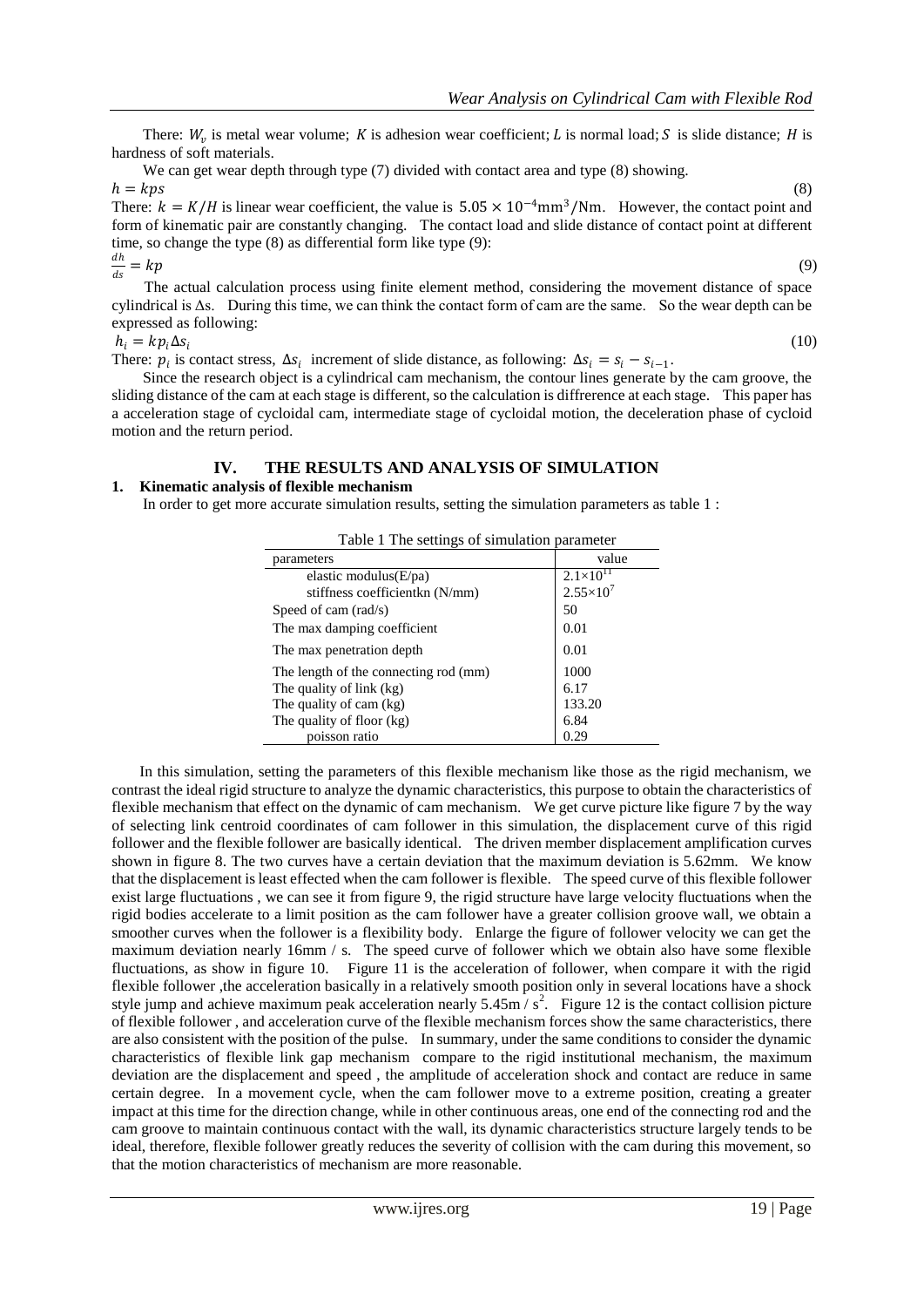There: $W_v$ is metal wear volume; $K$ is adhesion wear coefficient; $L$ is normal load; $S$ is slide distance; $H$ is hardness of soft materials.

We can get wear depth through type (7) divided with contact area and type (8) showing.

$$h = kps \tag{8}$$

There: $k = K/H$ is linear wear coefficient, the value is $5.05 \times 10^{-4}\text{mm}^3/\text{Nm}$. However, the contact point and form of kinematic pair are constantly changing. The contact load and slide distance of contact point at different time, so change the type (8) as differential form like type (9):

$$\frac{dh}{ds} = kp \tag{9}$$

The actual calculation process using finite element method, considering the movement distance of space cylindrical is $\Delta s$. During this time, we can think the contact form of cam are the same. So the wear depth can be expressed as following:

$$h_i = kp_i \Delta s_i \tag{10}$$

There: $p_i$ is contact stress, $\Delta s_i$ increment of slide distance, as following: $\Delta s_i = s_i - s_{i-1}$.

Since the research object is a cylindrical cam mechanism, the contour lines generate by the cam groove, the sliding distance of the cam at each stage is different, so the calculation is diffrerence at each stage. This paper has a acceleration stage of cycloidal cam, intermediate stage of cycloidal motion, the deceleration phase of cycloid motion and the return period.

## IV. THE RESULTS AND ANALYSIS OF SIMULATION

### 1. Kinematic analysis of flexible mechanism

In order to get more accurate simulation results, setting the simulation parameters as table 1 :

Table 1 The settings of simulation parameter

| parameters | value |
|---|---|
| elastic modulus(E/pa) | $2.1\times10^{11}$ |
| stiffness coefficientkn (N/mm) | $2.55\times10^{7}$ |
| Speed of cam (rad/s) | 50 |
| The max damping coefficient | 0.01 |
| The max penetration depth | 0.01 |
| The length of the connecting rod (mm) | 1000 |
| The quality of link (kg) | 6.17 |
| The quality of cam (kg) | 133.20 |
| The quality of floor (kg) | 6.84 |
| poisson ratio | 0.29 |

In this simulation, setting the parameters of this flexible mechanism like those as the rigid mechanism, we contrast the ideal rigid structure to analyze the dynamic characteristics, this purpose to obtain the characteristics of flexible mechanism that effect on the dynamic of cam mechanism. We get curve picture like figure 7 by the way of selecting link centroid coordinates of cam follower in this simulation, the displacement curve of this rigid follower and the flexible follower are basically identical. The driven member displacement amplification curves shown in figure 8. The two curves have a certain deviation that the maximum deviation is 5.62mm. We know that the displacement is least effected when the cam follower is flexible. The speed curve of this flexible follower exist large fluctuations , we can see it from figure 9, the rigid structure have large velocity fluctuations when the rigid bodies accelerate to a limit position as the cam follower have a greater collision groove wall, we obtain a smoother curves when the follower is a flexibility body. Enlarge the figure of follower velocity we can get the maximum deviation nearly 16mm / s. The speed curve of follower which we obtain also have some flexible fluctuations, as show in figure 10. Figure 11 is the acceleration of follower, when compare it with the rigid flexible follower ,the acceleration basically in a relatively smooth position only in several locations have a shock style jump and achieve maximum peak acceleration nearly $5.45\text{m} / \text{s}^2$. Figure 12 is the contact collision picture of flexible follower , and acceleration curve of the flexible mechanism forces show the same characteristics, there are also consistent with the position of the pulse. In summary, under the same conditions to consider the dynamic characteristics of flexible link gap mechanism compare to the rigid institutional mechanism, the maximum deviation are the displacement and speed , the amplitude of acceleration shock and contact are reduce in same certain degree. In a movement cycle, when the cam follower move to a extreme position, creating a greater impact at this time for the direction change, while in other continuous areas, one end of the connecting rod and the cam groove to maintain continuous contact with the wall, its dynamic characteristics structure largely tends to be ideal, therefore, flexible follower greatly reduces the severity of collision with the cam during this movement, so that the motion characteristics of mechanism are more reasonable.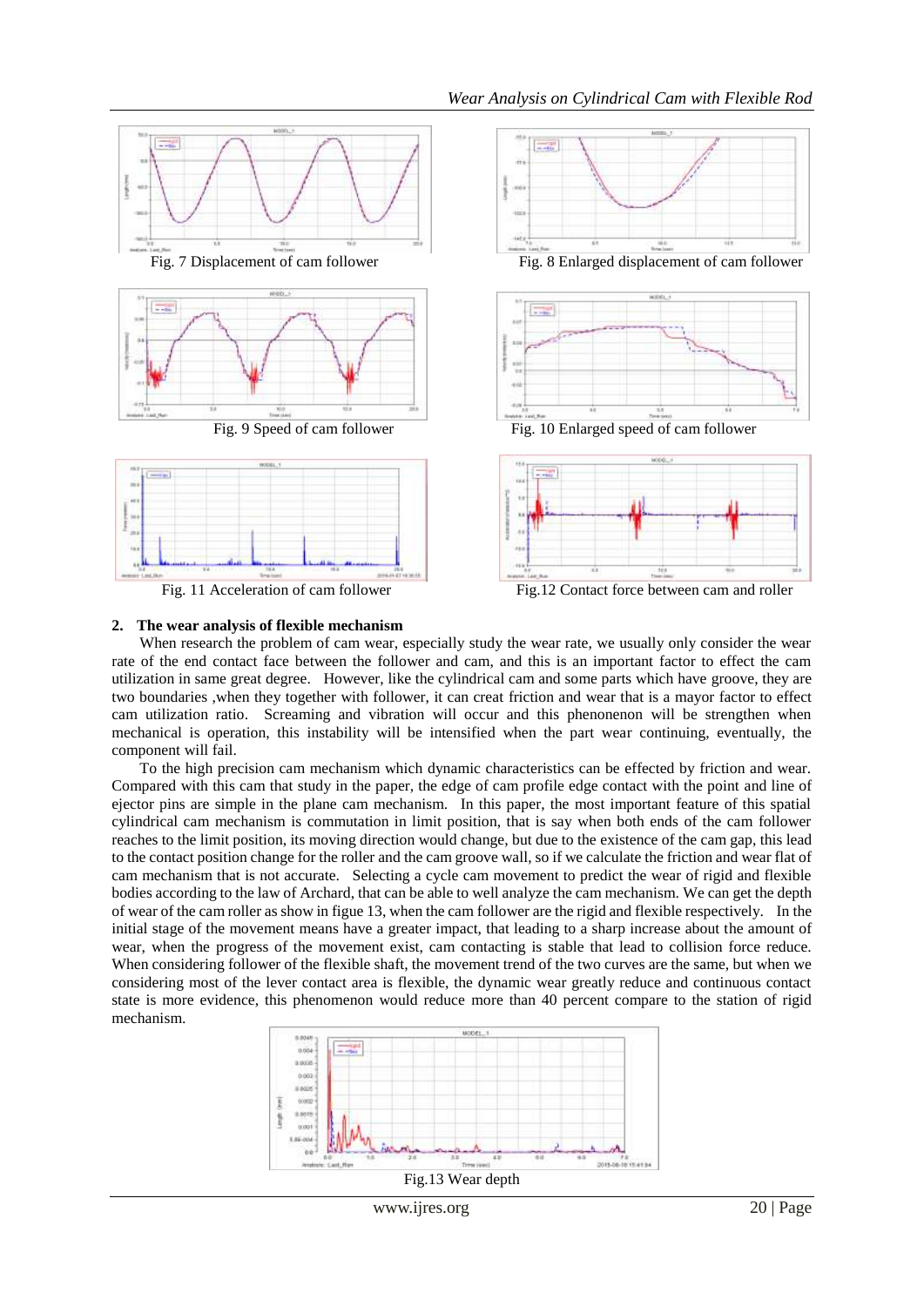Fig. 7 Displacement of cam follower

Fig. 8 Enlarged displacement of cam follower

Fig. 9 Speed of cam follower

Fig. 10 Enlarged speed of cam follower

Fig. 11 Acceleration of cam follower

Fig.12 Contact force between cam and roller

## 2. The wear analysis of flexible mechanism

When research the problem of cam wear, especially study the wear rate, we usually only consider the wear rate of the end contact face between the follower and cam, and this is an important factor to effect the cam utilization in same great degree. However, like the cylindrical cam and some parts which have groove, they are two boundaries ,when they together with follower, it can creat friction and wear that is a mayor factor to effect cam utilization ratio. Screaming and vibration will occur and this phenonenon will be strengthen when mechanical is operation, this instability will be intensified when the part wear continuing, eventually, the component will fail.

To the high precision cam mechanism which dynamic characteristics can be effected by friction and wear. Compared with this cam that study in the paper, the edge of cam profile edge contact with the point and line of ejector pins are simple in the plane cam mechanism. In this paper, the most important feature of this spatial cylindrical cam mechanism is commutation in limit position, that is say when both ends of the cam follower reaches to the limit position, its moving direction would change, but due to the existence of the cam gap, this lead to the contact position change for the roller and the cam groove wall, so if we calculate the friction and wear flat of cam mechanism that is not accurate. Selecting a cycle cam movement to predict the wear of rigid and flexible bodies according to the law of Archard, that can be able to well analyze the cam mechanism. We can get the depth of wear of the cam roller as show in figue 13, when the cam follower are the rigid and flexible respectively. In the initial stage of the movement means have a greater impact, that leading to a sharp increase about the amount of wear, when the progress of the movement exist, cam contacting is stable that lead to collision force reduce. When considering follower of the flexible shaft, the movement trend of the two curves are the same, but when we considering most of the lever contact area is flexible, the dynamic wear greatly reduce and continuous contact state is more evidence, this phenomenon would reduce more than 40 percent compare to the station of rigid mechanism.

Fig.13 Wear depth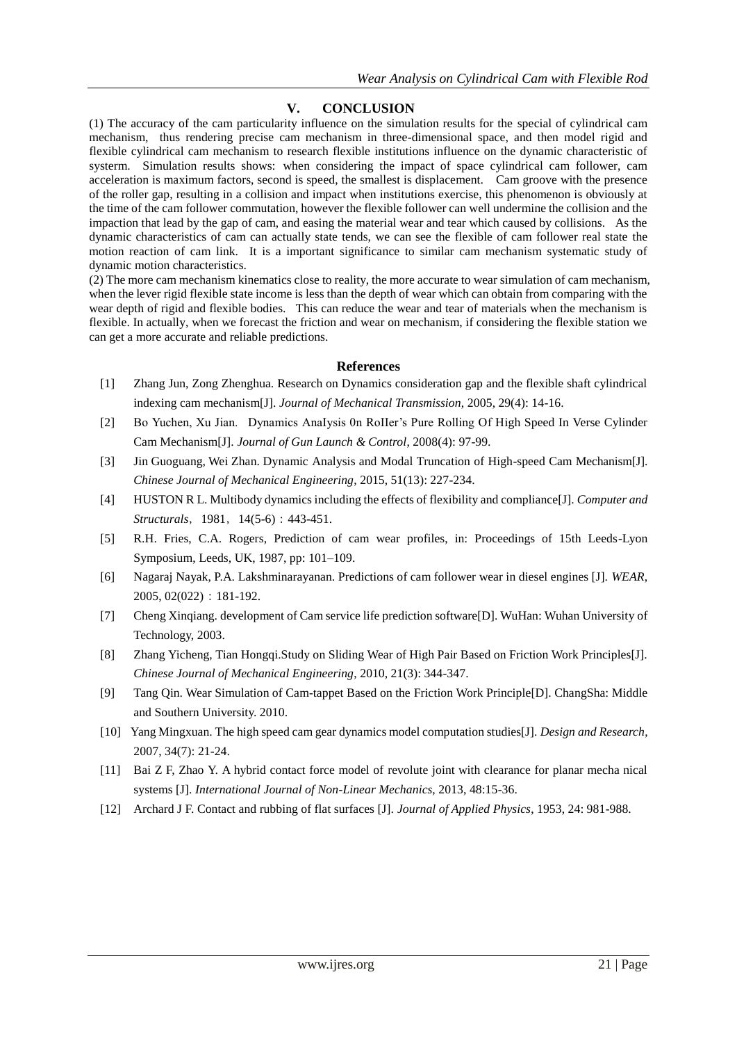## V. CONCLUSION

(1) The accuracy of the cam particularity influence on the simulation results for the special of cylindrical cam mechanism, thus rendering precise cam mechanism in three-dimensional space, and then model rigid and flexible cylindrical cam mechanism to research flexible institutions influence on the dynamic characteristic of systerm. Simulation results shows: when considering the impact of space cylindrical cam follower, cam acceleration is maximum factors, second is speed, the smallest is displacement. Cam groove with the presence of the roller gap, resulting in a collision and impact when institutions exercise, this phenomenon is obviously at the time of the cam follower commutation, however the flexible follower can well undermine the collision and the impaction that lead by the gap of cam, and easing the material wear and tear which caused by collisions. As the dynamic characteristics of cam can actually state tends, we can see the flexible of cam follower real state the motion reaction of cam link. It is a important significance to similar cam mechanism systematic study of dynamic motion characteristics.

(2) The more cam mechanism kinematics close to reality, the more accurate to wear simulation of cam mechanism, when the lever rigid flexible state income is less than the depth of wear which can obtain from comparing with the wear depth of rigid and flexible bodies. This can reduce the wear and tear of materials when the mechanism is flexible. In actually, when we forecast the friction and wear on mechanism, if considering the flexible station we can get a more accurate and reliable predictions.

### References

[1] Zhang Jun, Zong Zhenghua. Research on Dynamics consideration gap and the flexible shaft cylindrical indexing cam mechanism[J]. *Journal of Mechanical Transmission*, 2005, 29(4): 14-16.

[2] Bo Yuchen, Xu Jian. Dynamics AnaIysis 0n RoIIer's Pure Rolling Of High Speed In Verse Cylinder Cam Mechanism[J]. *Journal of Gun Launch & Control*, 2008(4): 97-99.

[3] Jin Guoguang, Wei Zhan. Dynamic Analysis and Modal Truncation of High-speed Cam Mechanism[J]. *Chinese Journal of Mechanical Engineering*, 2015, 51(13): 227-234.

[4] HUSTON R L. Multibody dynamics including the effects of flexibility and compliance[J]. *Computer and Structurals*，1981，14(5-6)：443-451.

[5] R.H. Fries, C.A. Rogers, Prediction of cam wear profiles, in: Proceedings of 15th Leeds-Lyon Symposium, Leeds, UK, 1987, pp: 101–109.

[6] Nagaraj Nayak, P.A. Lakshminarayanan. Predictions of cam follower wear in diesel engines [J]. *WEAR*, 2005, 02(022)：181-192.

[7] Cheng Xinqiang. development of Cam service life prediction software[D]. WuHan: Wuhan University of Technology, 2003.

[8] Zhang Yicheng, Tian Hongqi.Study on Sliding Wear of High Pair Based on Friction Work Principles[J]. *Chinese Journal of Mechanical Engineering*, 2010, 21(3): 344-347.

[9] Tang Qin. Wear Simulation of Cam-tappet Based on the Friction Work Principle[D]. ChangSha: Middle and Southern University. 2010.

[10] Yang Mingxuan. The high speed cam gear dynamics model computation studies[J]. *Design and Research*, 2007, 34(7): 21-24.

[11] Bai Z F, Zhao Y. A hybrid contact force model of revolute joint with clearance for planar mecha nical systems [J]. *International Journal of Non-Linear Mechanics*, 2013, 48:15-36.

[12] Archard J F. Contact and rubbing of flat surfaces [J]. *Journal of Applied Physics*, 1953, 24: 981-988.